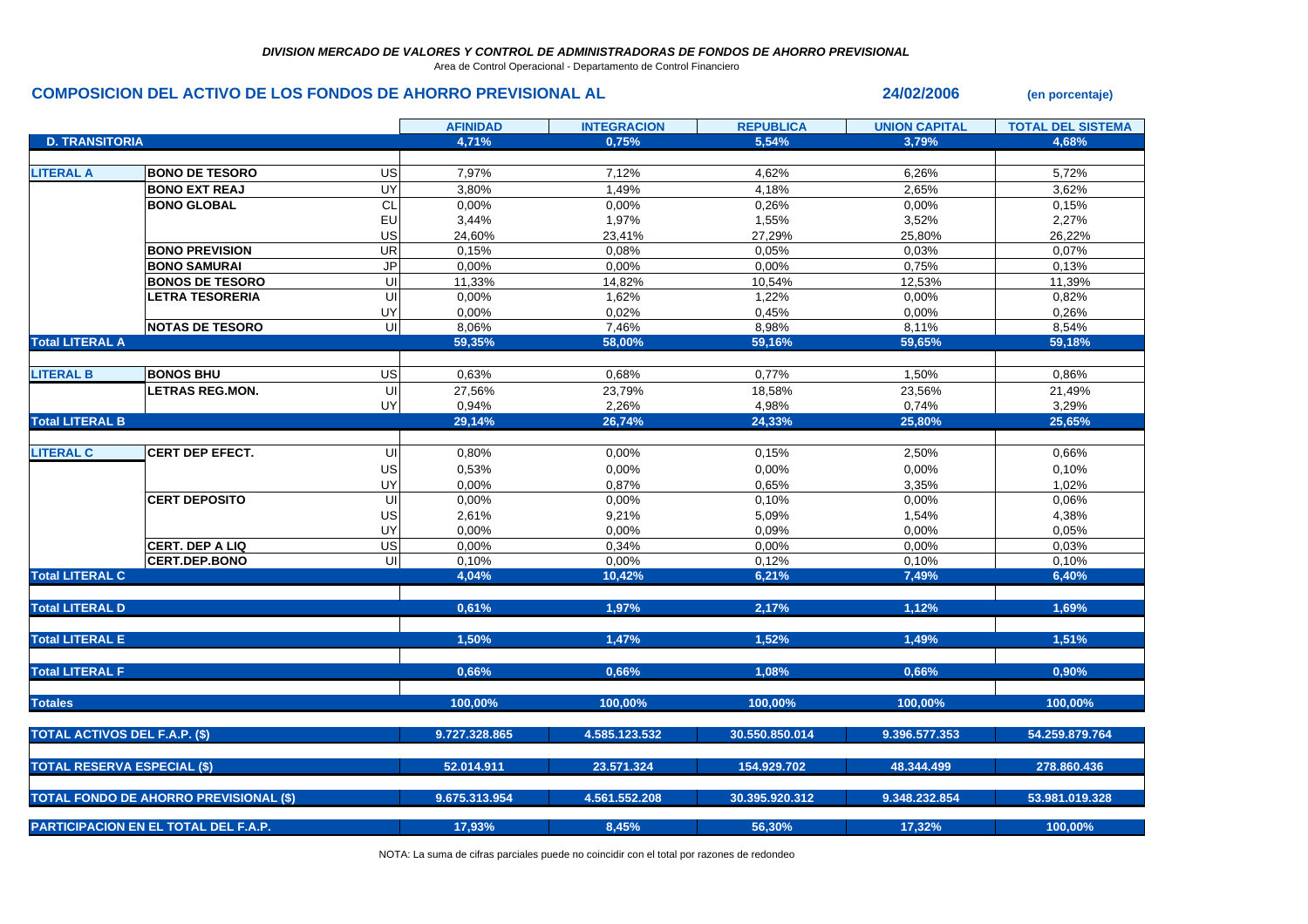*DIVISION MERCADO DE VALORES Y CONTROL DE ADMINISTRADORAS DE FONDOS DE AHORRO PREVISIONAL*

Area de Control Operacional - Departamento de Control Financiero

## COMPOSICION DEL ACTIVO DE LOS FONDOS DE AHORRO PREVISIONAL AL 24/02/2006 (en porcentaje)

| | | | AFINIDAD | INTEGRACION | REPUBLICA | UNION CAPITAL | TOTAL DEL SISTEMA |
|---|---|---|---|---|---|---|---|
| **D. TRANSITORIA** | | | 4,71% | 0,75% | 5,54% | 3,79% | 4,68% |
| **LITERAL A** | **BONO DE TESORO** | US | 7,97% | 7,12% | 4,62% | 6,26% | 5,72% |
| | **BONO EXT REAJ** | UY | 3,80% | 1,49% | 4,18% | 2,65% | 3,62% |
| | **BONO GLOBAL** | CL | 0,00% | 0,00% | 0,26% | 0,00% | 0,15% |
| | | EU | 3,44% | 1,97% | 1,55% | 3,52% | 2,27% |
| | | US | 24,60% | 23,41% | 27,29% | 25,80% | 26,22% |
| | **BONO PREVISION** | UR | 0,15% | 0,08% | 0,05% | 0,03% | 0,07% |
| | **BONO SAMURAI** | JP | 0,00% | 0,00% | 0,00% | 0,75% | 0,13% |
| | **BONOS DE TESORO** | UI | 11,33% | 14,82% | 10,54% | 12,53% | 11,39% |
| | **LETRA TESORERIA** | UI | 0,00% | 1,62% | 1,22% | 0,00% | 0,82% |
| | | UY | 0,00% | 0,02% | 0,45% | 0,00% | 0,26% |
| | **NOTAS DE TESORO** | UI | 8,06% | 7,46% | 8,98% | 8,11% | 8,54% |
| **Total LITERAL A** | | | 59,35% | 58,00% | 59,16% | 59,65% | 59,18% |
| **LITERAL B** | **BONOS BHU** | US | 0,63% | 0,68% | 0,77% | 1,50% | 0,86% |
| | **LETRAS REG.MON.** | UI | 27,56% | 23,79% | 18,58% | 23,56% | 21,49% |
| | | UY | 0,94% | 2,26% | 4,98% | 0,74% | 3,29% |
| **Total LITERAL B** | | | 29,14% | 26,74% | 24,33% | 25,80% | 25,65% |
| **LITERAL C** | **CERT DEP EFECT.** | UI | 0,80% | 0,00% | 0,15% | 2,50% | 0,66% |
| | | US | 0,53% | 0,00% | 0,00% | 0,00% | 0,10% |
| | | UY | 0,00% | 0,87% | 0,65% | 3,35% | 1,02% |
| | **CERT DEPOSITO** | UI | 0,00% | 0,00% | 0,10% | 0,00% | 0,06% |
| | | US | 2,61% | 9,21% | 5,09% | 1,54% | 4,38% |
| | | UY | 0,00% | 0,00% | 0,09% | 0,00% | 0,05% |
| | **CERT. DEP A LIQ** | US | 0,00% | 0,34% | 0,00% | 0,00% | 0,03% |
| | **CERT.DEP.BONO** | UI | 0,10% | 0,00% | 0,12% | 0,10% | 0,10% |
| **Total LITERAL C** | | | 4,04% | 10,42% | 6,21% | 7,49% | 6,40% |
| **Total LITERAL D** | | | 0,61% | 1,97% | 2,17% | 1,12% | 1,69% |
| **Total LITERAL E** | | | 1,50% | 1,47% | 1,52% | 1,49% | 1,51% |
| **Total LITERAL F** | | | 0,66% | 0,66% | 1,08% | 0,66% | 0,90% |
| **Totales** | | | 100,00% | 100,00% | 100,00% | 100,00% | 100,00% |
| **TOTAL ACTIVOS DEL F.A.P. ($)** | | | 9.727.328.865 | 4.585.123.532 | 30.550.850.014 | 9.396.577.353 | 54.259.879.764 |
| **TOTAL RESERVA ESPECIAL ($)** | | | 52.014.911 | 23.571.324 | 154.929.702 | 48.344.499 | 278.860.436 |
| **TOTAL FONDO DE AHORRO PREVISIONAL ($)** | | | 9.675.313.954 | 4.561.552.208 | 30.395.920.312 | 9.348.232.854 | 53.981.019.328 |
| **PARTICIPACION EN EL TOTAL DEL F.A.P.** | | | 17,93% | 8,45% | 56,30% | 17,32% | 100,00% |

NOTA: La suma de cifras parciales puede no coincidir con el total por razones de redondeo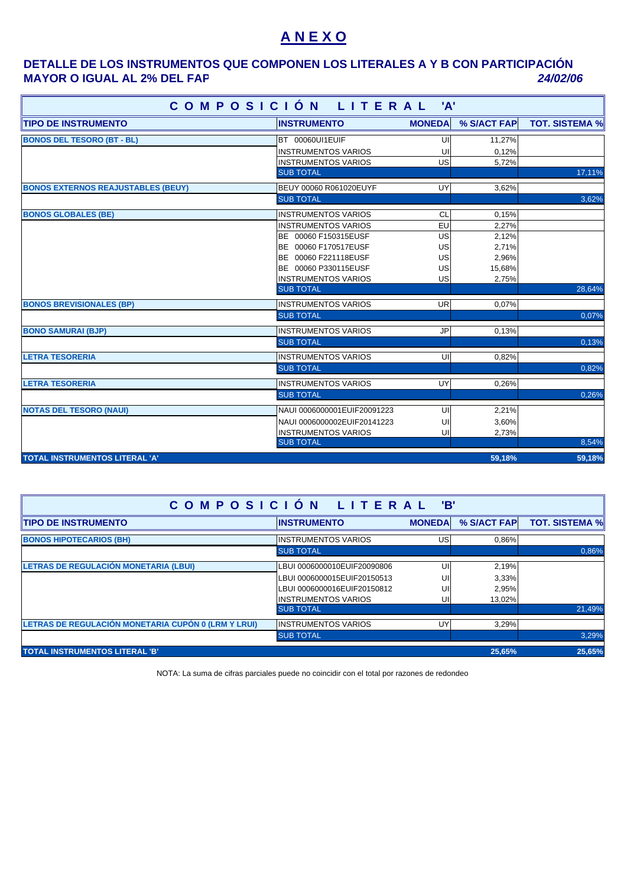# ANEXO

## DETALLE DE LOS INSTRUMENTOS QUE COMPONEN LOS LITERALES A Y B CON PARTICIPACIÓN MAYOR O IGUAL AL 2% DEL FAP

***24/02/06***

### COMPOSICIÓN LITERAL 'A'

| TIPO DE INSTRUMENTO | INSTRUMENTO | MONEDA | % S/ACT FAP | TOT. SISTEMA % |
|---|---|---|---|---|
| BONOS DEL TESORO (BT - BL) | BT 00060UI1EUIF | UI | 11,27% | |
| | INSTRUMENTOS VARIOS | UI | 0,12% | |
| | INSTRUMENTOS VARIOS | US | 5,72% | |
| | SUB TOTAL | | | 17,11% |
| BONOS EXTERNOS REAJUSTABLES (BEUY) | BEUY 00060 R061020EUYF | UY | 3,62% | |
| | SUB TOTAL | | | 3,62% |
| BONOS GLOBALES (BE) | INSTRUMENTOS VARIOS | CL | 0,15% | |
| | INSTRUMENTOS VARIOS | EU | 2,27% | |
| | BE 00060 F150315EUSF | US | 2,12% | |
| | BE 00060 F170517EUSF | US | 2,71% | |
| | BE 00060 F221118EUSF | US | 2,96% | |
| | BE 00060 P330115EUSF | US | 15,68% | |
| | INSTRUMENTOS VARIOS | US | 2,75% | |
| | SUB TOTAL | | | 28,64% |
| BONOS BREVISIONALES (BP) | INSTRUMENTOS VARIOS | UR | 0,07% | |
| | SUB TOTAL | | | 0,07% |
| BONO SAMURAI (BJP) | INSTRUMENTOS VARIOS | JP | 0,13% | |
| | SUB TOTAL | | | 0,13% |
| LETRA TESORERIA | INSTRUMENTOS VARIOS | UI | 0,82% | |
| | SUB TOTAL | | | 0,82% |
| LETRA TESORERIA | INSTRUMENTOS VARIOS | UY | 0,26% | |
| | SUB TOTAL | | | 0,26% |
| NOTAS DEL TESORO (NAUI) | NAUI 0006000001EUIF20091223 | UI | 2,21% | |
| | NAUI 0006000002EUIF20141223 | UI | 3,60% | |
| | INSTRUMENTOS VARIOS | UI | 2,73% | |
| | SUB TOTAL | | | 8,54% |
| **TOTAL INSTRUMENTOS LITERAL 'A'** | | | **59,18%** | **59,18%** |

### COMPOSICIÓN LITERAL 'B'

| TIPO DE INSTRUMENTO | INSTRUMENTO | MONEDA | % S/ACT FAP | TOT. SISTEMA % |
|---|---|---|---|---|
| BONOS HIPOTECARIOS (BH) | INSTRUMENTOS VARIOS | US | 0,86% | |
| | SUB TOTAL | | | 0,86% |
| LETRAS DE REGULACIÓN MONETARIA (LBUI) | LBUI 0006000010EUIF20090806 | UI | 2,19% | |
| | LBUI 0006000015EUIF20150513 | UI | 3,33% | |
| | LBUI 0006000016EUIF20150812 | UI | 2,95% | |
| | INSTRUMENTOS VARIOS | UI | 13,02% | |
| | SUB TOTAL | | | 21,49% |
| LETRAS DE REGULACIÓN MONETARIA CUPÓN 0 (LRM Y LRUI) | INSTRUMENTOS VARIOS | UY | 3,29% | |
| | SUB TOTAL | | | 3,29% |
| **TOTAL INSTRUMENTOS LITERAL 'B'** | | | **25,65%** | **25,65%** |

NOTA: La suma de cifras parciales puede no coincidir con el total por razones de redondeo